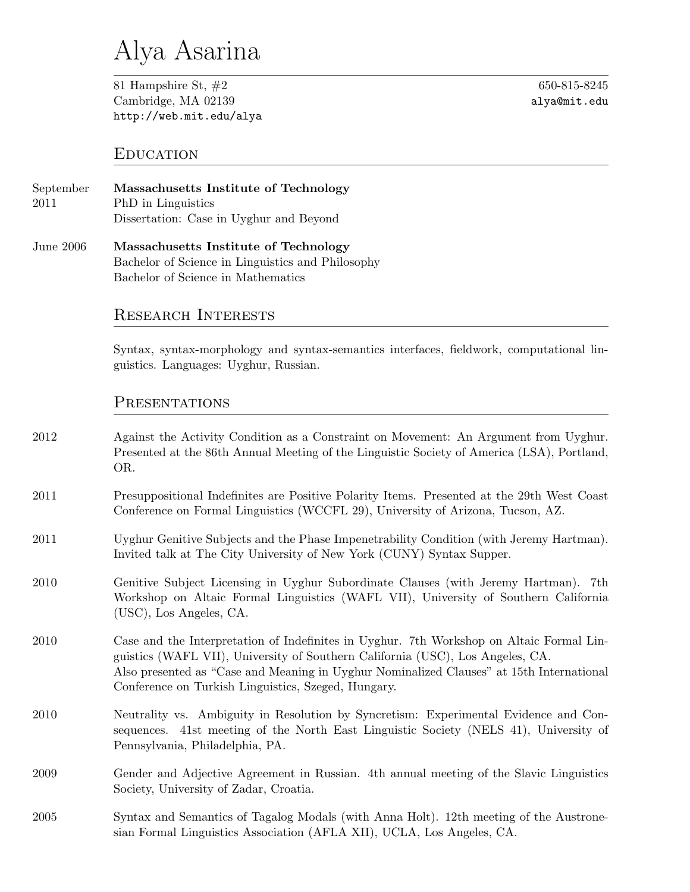# Alya Asarina

81 Hampshire St, #2
Cambridge, MA 02139
http://web.mit.edu/alya

650-815-8245
alya@mit.edu

## Education

**September 2011** — **Massachusetts Institute of Technology**
PhD in Linguistics
Dissertation: Case in Uyghur and Beyond

**June 2006** — **Massachusetts Institute of Technology**
Bachelor of Science in Linguistics and Philosophy
Bachelor of Science in Mathematics

## Research Interests

Syntax, syntax-morphology and syntax-semantics interfaces, fieldwork, computational linguistics. Languages: Uyghur, Russian.

## Presentations

**2012** — Against the Activity Condition as a Constraint on Movement: An Argument from Uyghur. Presented at the 86th Annual Meeting of the Linguistic Society of America (LSA), Portland, OR.

**2011** — Presuppositional Indefinites are Positive Polarity Items. Presented at the 29th West Coast Conference on Formal Linguistics (WCCFL 29), University of Arizona, Tucson, AZ.

**2011** — Uyghur Genitive Subjects and the Phase Impenetrability Condition (with Jeremy Hartman). Invited talk at The City University of New York (CUNY) Syntax Supper.

**2010** — Genitive Subject Licensing in Uyghur Subordinate Clauses (with Jeremy Hartman). 7th Workshop on Altaic Formal Linguistics (WAFL VII), University of Southern California (USC), Los Angeles, CA.

**2010** — Case and the Interpretation of Indefinites in Uyghur. 7th Workshop on Altaic Formal Linguistics (WAFL VII), University of Southern California (USC), Los Angeles, CA.
Also presented as "Case and Meaning in Uyghur Nominalized Clauses" at 15th International Conference on Turkish Linguistics, Szeged, Hungary.

**2010** — Neutrality vs. Ambiguity in Resolution by Syncretism: Experimental Evidence and Consequences. 41st meeting of the North East Linguistic Society (NELS 41), University of Pennsylvania, Philadelphia, PA.

**2009** — Gender and Adjective Agreement in Russian. 4th annual meeting of the Slavic Linguistics Society, University of Zadar, Croatia.

**2005** — Syntax and Semantics of Tagalog Modals (with Anna Holt). 12th meeting of the Austronesian Formal Linguistics Association (AFLA XII), UCLA, Los Angeles, CA.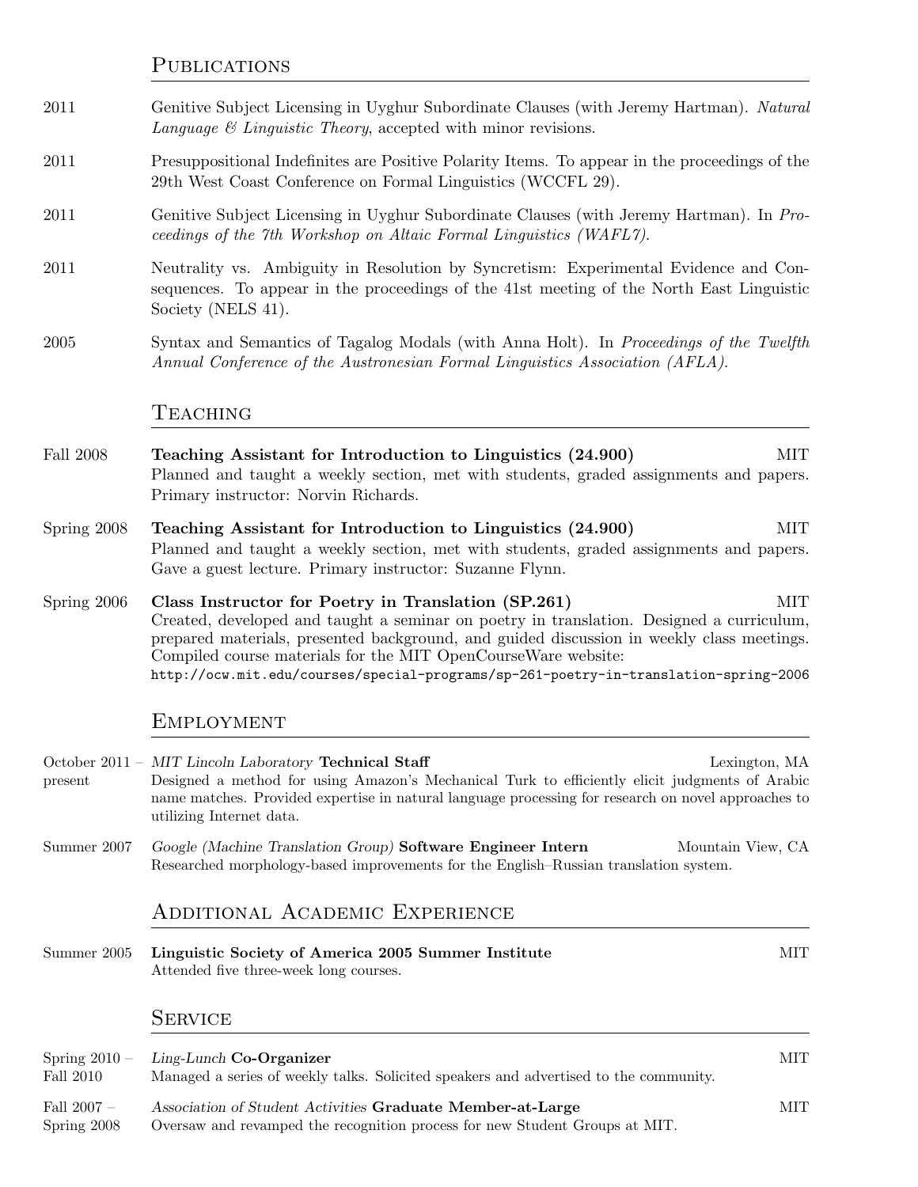## Publications

2011 — Genitive Subject Licensing in Uyghur Subordinate Clauses (with Jeremy Hartman). *Natural Language & Linguistic Theory*, accepted with minor revisions.

2011 — Presuppositional Indefinites are Positive Polarity Items. To appear in the proceedings of the 29th West Coast Conference on Formal Linguistics (WCCFL 29).

2011 — Genitive Subject Licensing in Uyghur Subordinate Clauses (with Jeremy Hartman). In *Proceedings of the 7th Workshop on Altaic Formal Linguistics (WAFL7)*.

2011 — Neutrality vs. Ambiguity in Resolution by Syncretism: Experimental Evidence and Consequences. To appear in the proceedings of the 41st meeting of the North East Linguistic Society (NELS 41).

2005 — Syntax and Semantics of Tagalog Modals (with Anna Holt). In *Proceedings of the Twelfth Annual Conference of the Austronesian Formal Linguistics Association (AFLA)*.

## Teaching

Fall 2008 — **Teaching Assistant for Introduction to Linguistics (24.900)** — MIT
Planned and taught a weekly section, met with students, graded assignments and papers. Primary instructor: Norvin Richards.

Spring 2008 — **Teaching Assistant for Introduction to Linguistics (24.900)** — MIT
Planned and taught a weekly section, met with students, graded assignments and papers. Gave a guest lecture. Primary instructor: Suzanne Flynn.

Spring 2006 — **Class Instructor for Poetry in Translation (SP.261)** — MIT
Created, developed and taught a seminar on poetry in translation. Designed a curriculum, prepared materials, presented background, and guided discussion in weekly class meetings. Compiled course materials for the MIT OpenCourseWare website:
`http://ocw.mit.edu/courses/special-programs/sp-261-poetry-in-translation-spring-2006`

## Employment

October 2011 – present — *MIT Lincoln Laboratory* **Technical Staff** — Lexington, MA
Designed a method for using Amazon's Mechanical Turk to efficiently elicit judgments of Arabic name matches. Provided expertise in natural language processing for research on novel approaches to utilizing Internet data.

Summer 2007 — *Google (Machine Translation Group)* **Software Engineer Intern** — Mountain View, CA
Researched morphology-based improvements for the English–Russian translation system.

## Additional Academic Experience

Summer 2005 — **Linguistic Society of America 2005 Summer Institute** — MIT
Attended five three-week long courses.

## Service

Spring 2010 – Fall 2010 — *Ling-Lunch* **Co-Organizer** — MIT
Managed a series of weekly talks. Solicited speakers and advertised to the community.

Fall 2007 – Spring 2008 — *Association of Student Activities* **Graduate Member-at-Large** — MIT
Oversaw and revamped the recognition process for new Student Groups at MIT.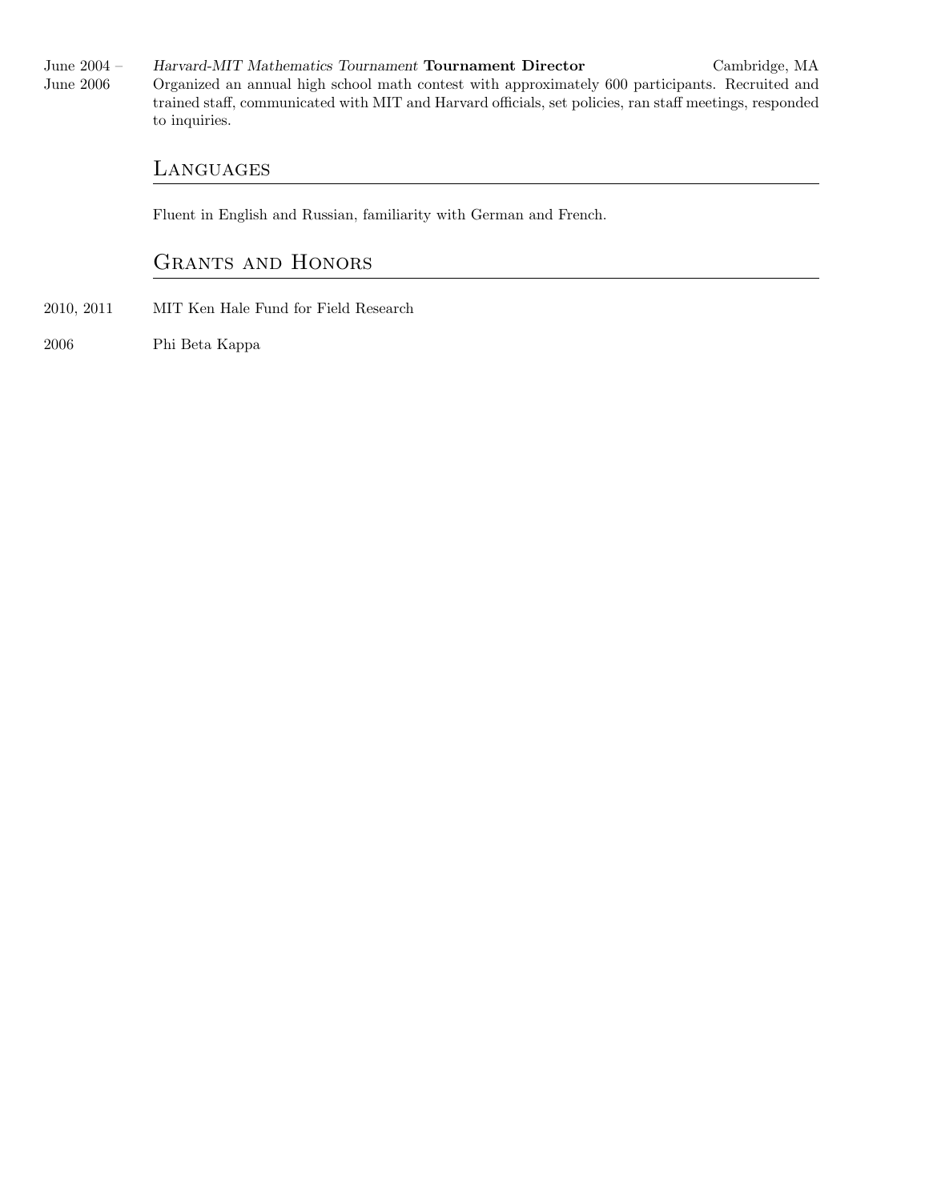June 2004 – June 2006 — *Harvard-MIT Mathematics Tournament* **Tournament Director** — Cambridge, MA

Organized an annual high school math contest with approximately 600 participants. Recruited and trained staff, communicated with MIT and Harvard officials, set policies, ran staff meetings, responded to inquiries.

## Languages

Fluent in English and Russian, familiarity with German and French.

## Grants and Honors

2010, 2011 — MIT Ken Hale Fund for Field Research

2006 — Phi Beta Kappa